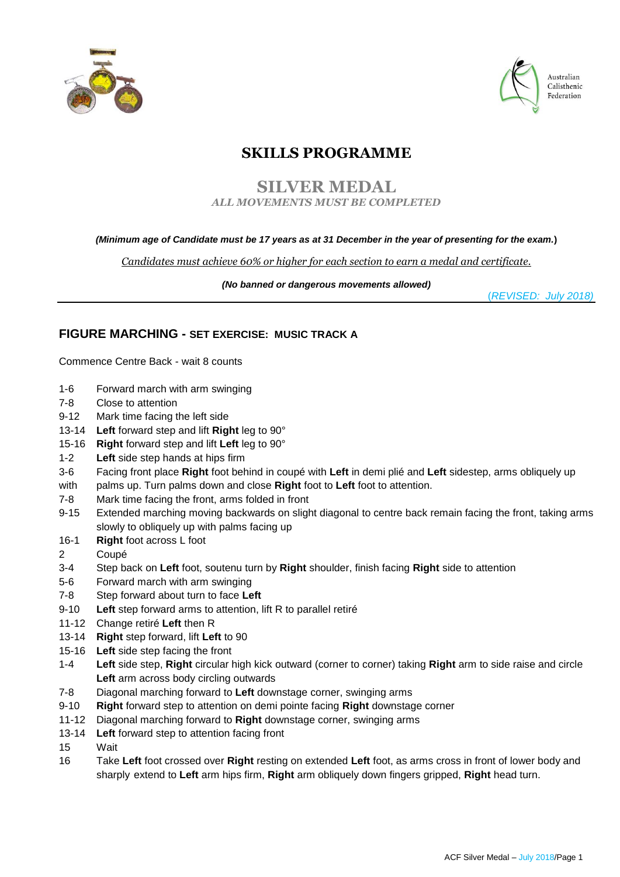Australian Calisthenic Federation

# SKILLS PROGRAMME

## SILVER MEDAL

*ALL MOVEMENTS MUST BE COMPLETED*

***(Minimum age of Candidate must be 17 years as at 31 December in the year of presenting for the exam.)***

*Candidates must achieve 60% or higher for each section to earn a medal and certificate.*

***(No banned or dangerous movements allowed)***

*(REVISED: July 2018)*

## FIGURE MARCHING - SET EXERCISE: MUSIC TRACK A

Commence Centre Back - wait 8 counts

| | |
|---|---|
| 1-6 | Forward march with arm swinging |
| 7-8 | Close to attention |
| 9-12 | Mark time facing the left side |
| 13-14 | **Left** forward step and lift **Right** leg to 90° |
| 15-16 | **Right** forward step and lift **Left** leg to 90° |
| 1-2 | **Left** side step hands at hips firm |
| 3-6 with | Facing front place **Right** foot behind in coupé with **Left** in demi plié and **Left** sidestep, arms obliquely up palms up. Turn palms down and close **Right** foot to **Left** foot to attention. |
| 7-8 | Mark time facing the front, arms folded in front |
| 9-15 | Extended marching moving backwards on slight diagonal to centre back remain facing the front, taking arms slowly to obliquely up with palms facing up |
| 16-1 | **Right** foot across L foot |
| 2 | Coupé |
| 3-4 | Step back on **Left** foot, soutenu turn by **Right** shoulder, finish facing **Right** side to attention |
| 5-6 | Forward march with arm swinging |
| 7-8 | Step forward about turn to face **Left** |
| 9-10 | **Left** step forward arms to attention, lift R to parallel retiré |
| 11-12 | Change retiré **Left** then R |
| 13-14 | **Right** step forward, lift **Left** to 90 |
| 15-16 | **Left** side step facing the front |
| 1-4 | **Left** side step, **Right** circular high kick outward (corner to corner) taking **Right** arm to side raise and circle **Left** arm across body circling outwards |
| 7-8 | Diagonal marching forward to **Left** downstage corner, swinging arms |
| 9-10 | **Right** forward step to attention on demi pointe facing **Right** downstage corner |
| 11-12 | Diagonal marching forward to **Right** downstage corner, swinging arms |
| 13-14 | **Left** forward step to attention facing front |
| 15 | Wait |
| 16 | Take **Left** foot crossed over **Right** resting on extended **Left** foot, as arms cross in front of lower body and sharply extend to **Left** arm hips firm, **Right** arm obliquely down fingers gripped, **Right** head turn. |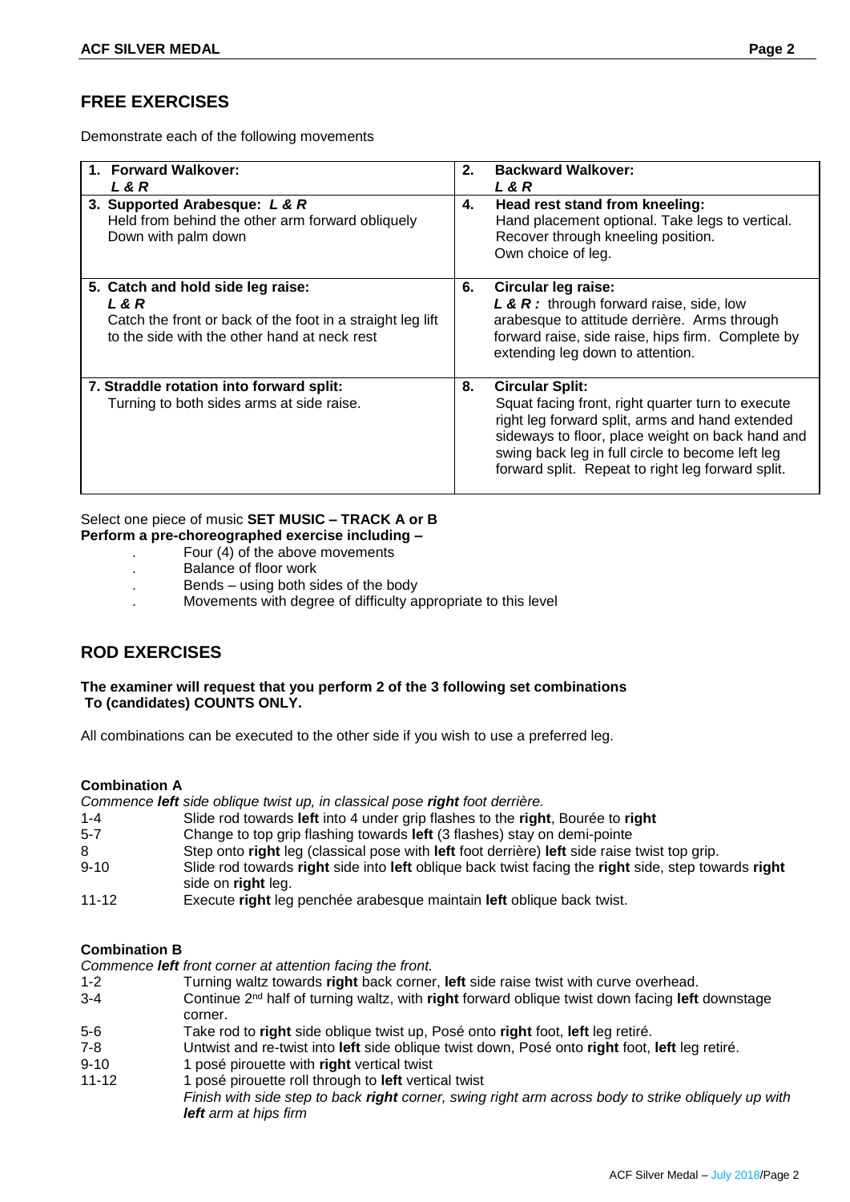## FREE EXERCISES

Demonstrate each of the following movements

| | |
|---|---|
| 1. **Forward Walkover:** ***L & R*** | 2. **Backward Walkover:** ***L & R*** |
| 3. **Supported Arabesque: *L & R*** Held from behind the other arm forward obliquely Down with palm down | 4. **Head rest stand from kneeling:** Hand placement optional. Take legs to vertical. Recover through kneeling position. Own choice of leg. |
| 5. **Catch and hold side leg raise:** ***L & R*** Catch the front or back of the foot in a straight leg lift to the side with the other hand at neck rest | 6. **Circular leg raise:** ***L & R :*** through forward raise, side, low arabesque to attitude derrière. Arms through forward raise, side raise, hips firm. Complete by extending leg down to attention. |
| 7. **Straddle rotation into forward split:** Turning to both sides arms at side raise. | 8. **Circular Split:** Squat facing front, right quarter turn to execute right leg forward split, arms and hand extended sideways to floor, place weight on back hand and swing back leg in full circle to become left leg forward split. Repeat to right leg forward split. |

Select one piece of music **SET MUSIC – TRACK A or B**
**Perform a pre-choreographed exercise including –**

- Four (4) of the above movements
- Balance of floor work
- Bends – using both sides of the body
- Movements with degree of difficulty appropriate to this level

## ROD EXERCISES

**The examiner will request that you perform 2 of the 3 following set combinations To (candidates) COUNTS ONLY.**

All combinations can be executed to the other side if you wish to use a preferred leg.

### Combination A

*Commence **left** side oblique twist up, in classical pose **right** foot derrière.*

| | |
|---|---|
| 1-4 | Slide rod towards **left** into 4 under grip flashes to the **right**, Bourée to **right** |
| 5-7 | Change to top grip flashing towards **left** (3 flashes) stay on demi-pointe |
| 8 | Step onto **right** leg (classical pose with **left** foot derrière) **left** side raise twist top grip. |
| 9-10 | Slide rod towards **right** side into **left** oblique back twist facing the **right** side, step towards **right** side on **right** leg. |
| 11-12 | Execute **right** leg penchée arabesque maintain **left** oblique back twist. |

### Combination B

*Commence **left** front corner at attention facing the front.*

| | |
|---|---|
| 1-2 | Turning waltz towards **right** back corner, **left** side raise twist with curve overhead. |
| 3-4 | Continue 2nd half of turning waltz, with **right** forward oblique twist down facing **left** downstage corner. |
| 5-6 | Take rod to **right** side oblique twist up, Posé onto **right** foot, **left** leg retiré. |
| 7-8 | Untwist and re-twist into **left** side oblique twist down, Posé onto **right** foot, **left** leg retiré. |
| 9-10 | 1 posé pirouette with **right** vertical twist |
| 11-12 | 1 posé pirouette roll through to **left** vertical twist *Finish with side step to back **right** corner, swing right arm across body to strike obliquely up with **left** arm at hips firm* |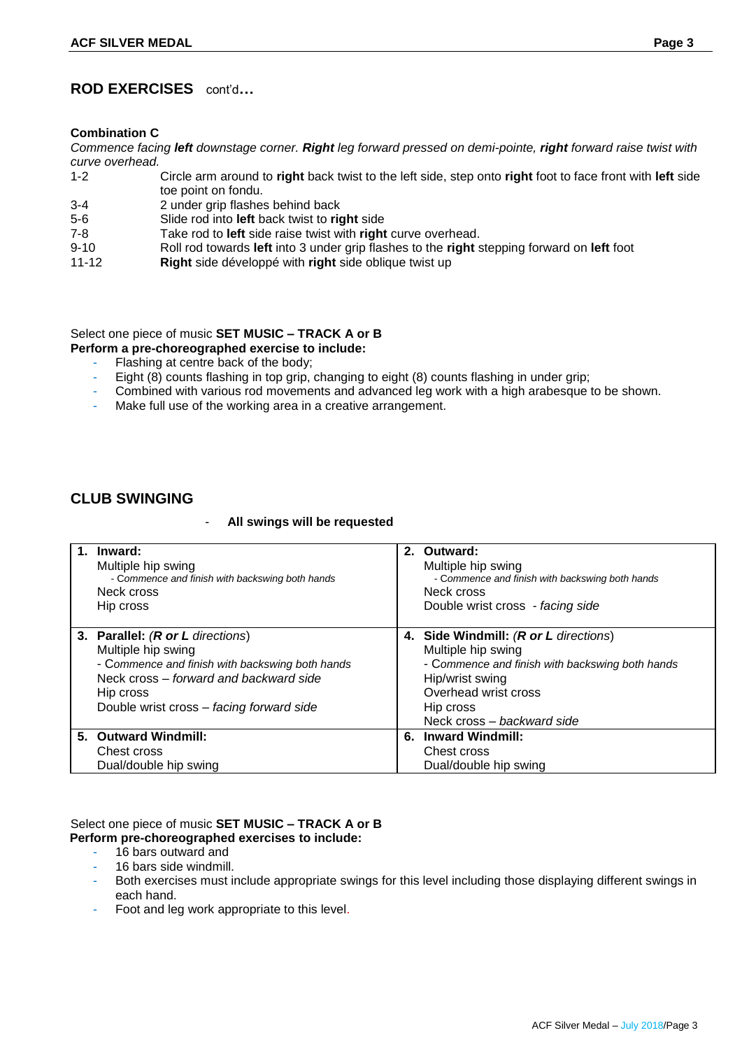## ROD EXERCISES cont'd…

### Combination C

*Commence facing **left** downstage corner. **Right** leg forward pressed on demi-pointe, **right** forward raise twist with curve overhead.*

| | |
|---|---|
| 1-2 | Circle arm around to **right** back twist to the left side, step onto **right** foot to face front with **left** side toe point on fondu. |
| 3-4 | 2 under grip flashes behind back |
| 5-6 | Slide rod into **left** back twist to **right** side |
| 7-8 | Take rod to **left** side raise twist with **right** curve overhead. |
| 9-10 | Roll rod towards **left** into 3 under grip flashes to the **right** stepping forward on **left** foot |
| 11-12 | **Right** side développé with **right** side oblique twist up |

Select one piece of music **SET MUSIC – TRACK A or B**

**Perform a pre-choreographed exercise to include:**

- Flashing at centre back of the body;
- Eight (8) counts flashing in top grip, changing to eight (8) counts flashing in under grip;
- Combined with various rod movements and advanced leg work with a high arabesque to be shown.
- Make full use of the working area in a creative arrangement.

## CLUB SWINGING

- **All swings will be requested**

| | |
|---|---|
| **1. Inward:**<br>Multiple hip swing<br>*- Commence and finish with backswing both hands*<br>Neck cross<br>Hip cross | **2. Outward:**<br>Multiple hip swing<br>*- Commence and finish with backswing both hands*<br>Neck cross<br>Double wrist cross *- facing side* |
| **3. Parallel:** *(**R or L** directions)*<br>Multiple hip swing<br>- *Commence and finish with backswing both hands*<br>Neck cross – *forward and backward side*<br>Hip cross<br>Double wrist cross – *facing forward side* | **4. Side Windmill:** *(**R or L** directions)*<br>Multiple hip swing<br>- *Commence and finish with backswing both hands*<br>Hip/wrist swing<br>Overhead wrist cross<br>Hip cross<br>Neck cross – *backward side* |
| **5. Outward Windmill:**<br>Chest cross<br>Dual/double hip swing | **6. Inward Windmill:**<br>Chest cross<br>Dual/double hip swing |

Select one piece of music **SET MUSIC – TRACK A or B**

**Perform pre-choreographed exercises to include:**

- 16 bars outward and
- 16 bars side windmill.
- Both exercises must include appropriate swings for this level including those displaying different swings in each hand.
- Foot and leg work appropriate to this level.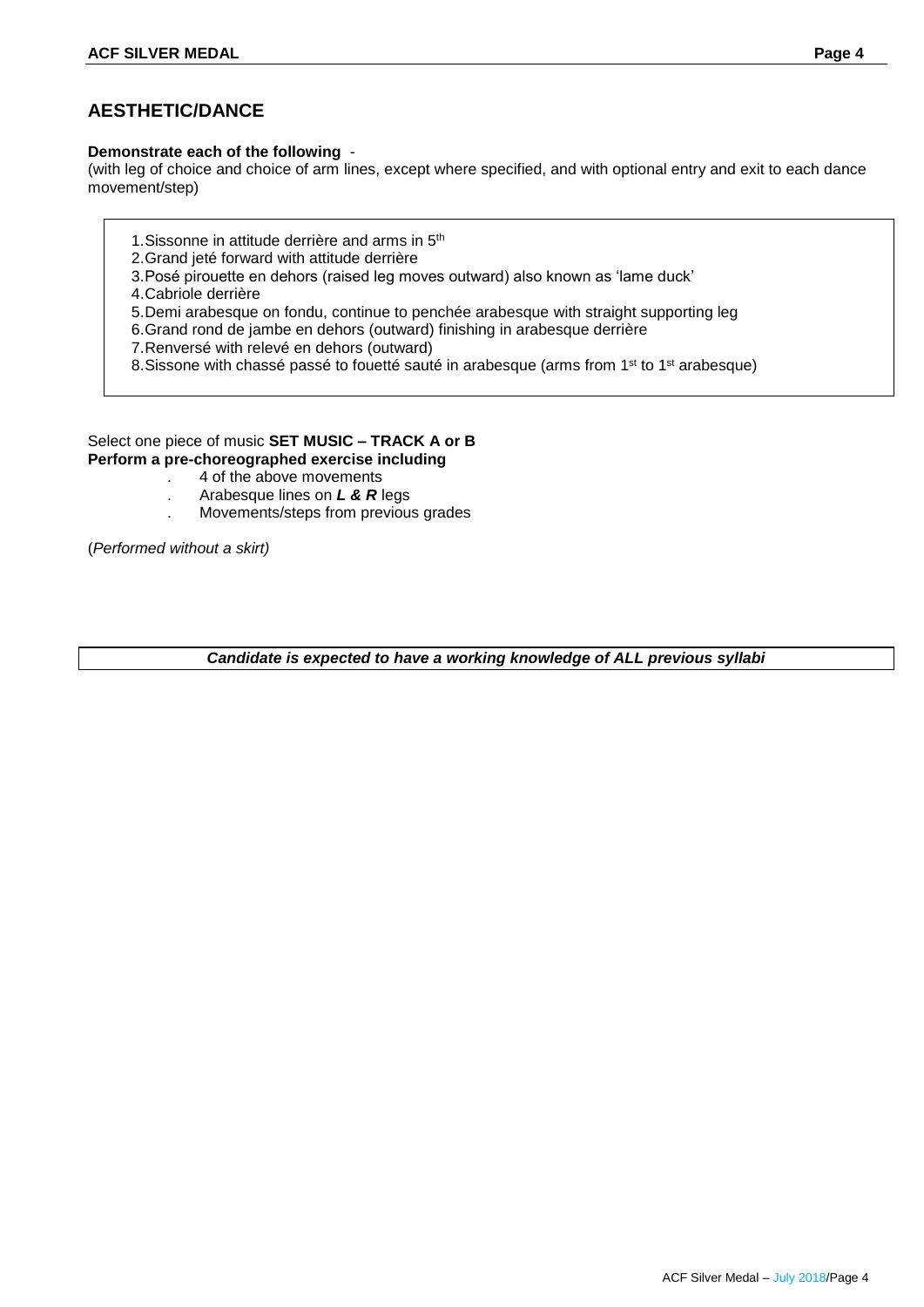## AESTHETIC/DANCE

**Demonstrate each of the following** -
(with leg of choice and choice of arm lines, except where specified, and with optional entry and exit to each dance movement/step)

1. Sissonne in attitude derrière and arms in 5th
2. Grand jeté forward with attitude derrière
3. Posé pirouette en dehors (raised leg moves outward) also known as 'lame duck'
4. Cabriole derrière
5. Demi arabesque on fondu, continue to penchée arabesque with straight supporting leg
6. Grand rond de jambe en dehors (outward) finishing in arabesque derrière
7. Renversé with relevé en dehors (outward)
8. Sissone with chassé passé to fouetté sauté in arabesque (arms from 1st to 1st arabesque)

Select one piece of music **SET MUSIC – TRACK A or B**
**Perform a pre-choreographed exercise including**

- 4 of the above movements
- Arabesque lines on ***L & R*** legs
- Movements/steps from previous grades

(*Performed without a skirt)*

***Candidate is expected to have a working knowledge of ALL previous syllabi***